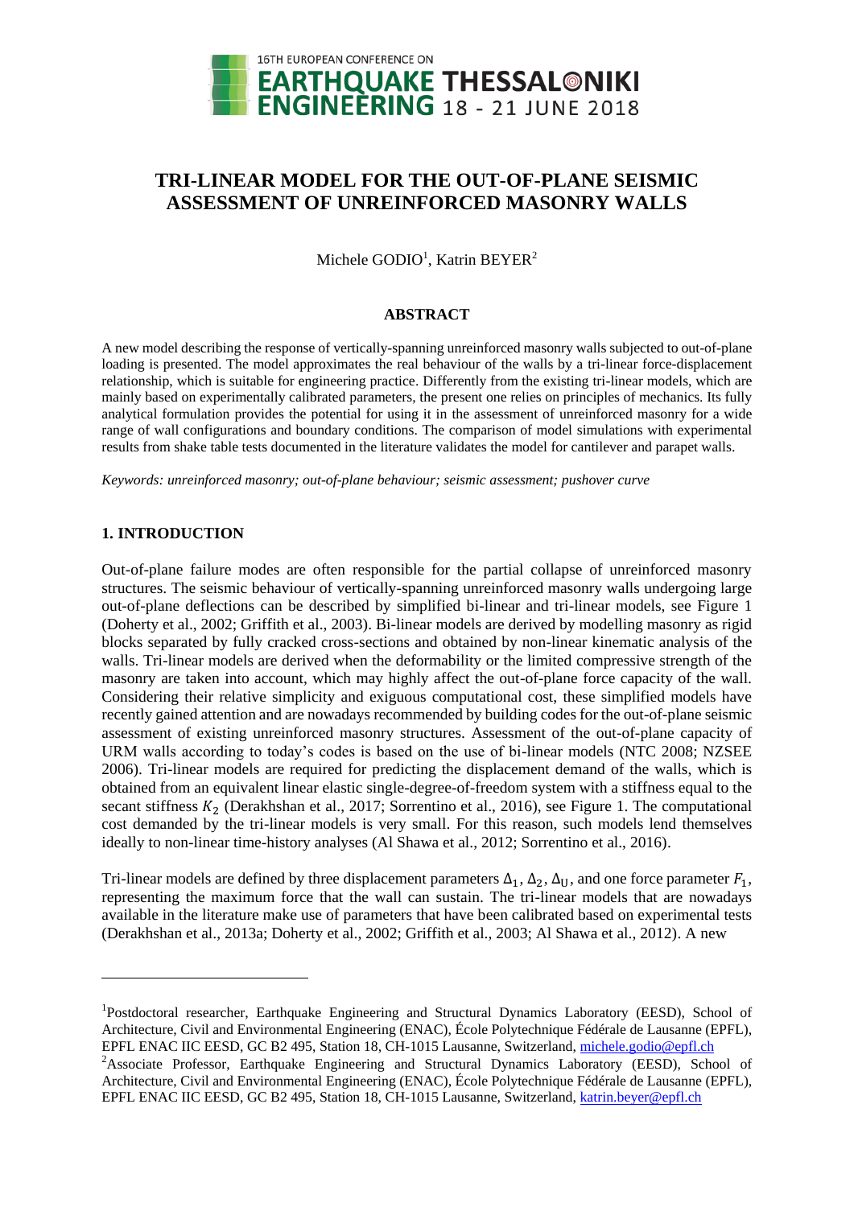# TRI-LINEAR MODEL FOR THE OUT-OF-PLANE SEISMIC ASSESSMENT OF UNREINFORCED MASONRY WALLS

Michele GODIO[1], Katrin BEYER[2]

### ABSTRACT

A new model describing the response of vertically-spanning unreinforced masonry walls subjected to out-of-plane loading is presented. The model approximates the real behaviour of the walls by a tri-linear force-displacement relationship, which is suitable for engineering practice. Differently from the existing tri-linear models, which are mainly based on experimentally calibrated parameters, the present one relies on principles of mechanics. Its fully analytical formulation provides the potential for using it in the assessment of unreinforced masonry for a wide range of wall configurations and boundary conditions. The comparison of model simulations with experimental results from shake table tests documented in the literature validates the model for cantilever and parapet walls.

*Keywords: unreinforced masonry; out-of-plane behaviour; seismic assessment; pushover curve*

## 1. INTRODUCTION

Out-of-plane failure modes are often responsible for the partial collapse of unreinforced masonry structures. The seismic behaviour of vertically-spanning unreinforced masonry walls undergoing large out-of-plane deflections can be described by simplified bi-linear and tri-linear models, see Figure 1 (Doherty et al., 2002; Griffith et al., 2003). Bi-linear models are derived by modelling masonry as rigid blocks separated by fully cracked cross-sections and obtained by non-linear kinematic analysis of the walls. Tri-linear models are derived when the deformability or the limited compressive strength of the masonry are taken into account, which may highly affect the out-of-plane force capacity of the wall. Considering their relative simplicity and exiguous computational cost, these simplified models have recently gained attention and are nowadays recommended by building codes for the out-of-plane seismic assessment of existing unreinforced masonry structures. Assessment of the out-of-plane capacity of URM walls according to today's codes is based on the use of bi-linear models (NTC 2008; NZSEE 2006). Tri-linear models are required for predicting the displacement demand of the walls, which is obtained from an equivalent linear elastic single-degree-of-freedom system with a stiffness equal to the secant stiffness $K_2$ (Derakhshan et al., 2017; Sorrentino et al., 2016), see Figure 1. The computational cost demanded by the tri-linear models is very small. For this reason, such models lend themselves ideally to non-linear time-history analyses (Al Shawa et al., 2012; Sorrentino et al., 2016).

Tri-linear models are defined by three displacement parameters $\Delta_1$, $\Delta_2$, $\Delta_U$, and one force parameter $F_1$, representing the maximum force that the wall can sustain. The tri-linear models that are nowadays available in the literature make use of parameters that have been calibrated based on experimental tests (Derakhshan et al., 2013a; Doherty et al., 2002; Griffith et al., 2003; Al Shawa et al., 2012). A new

---

[1]Postdoctoral researcher, Earthquake Engineering and Structural Dynamics Laboratory (EESD), School of Architecture, Civil and Environmental Engineering (ENAC), École Polytechnique Fédérale de Lausanne (EPFL), EPFL ENAC IIC EESD, GC B2 495, Station 18, CH-1015 Lausanne, Switzerland, michele.godio@epfl.ch

[2]Associate Professor, Earthquake Engineering and Structural Dynamics Laboratory (EESD), School of Architecture, Civil and Environmental Engineering (ENAC), École Polytechnique Fédérale de Lausanne (EPFL), EPFL ENAC IIC EESD, GC B2 495, Station 18, CH-1015 Lausanne, Switzerland, katrin.beyer@epfl.ch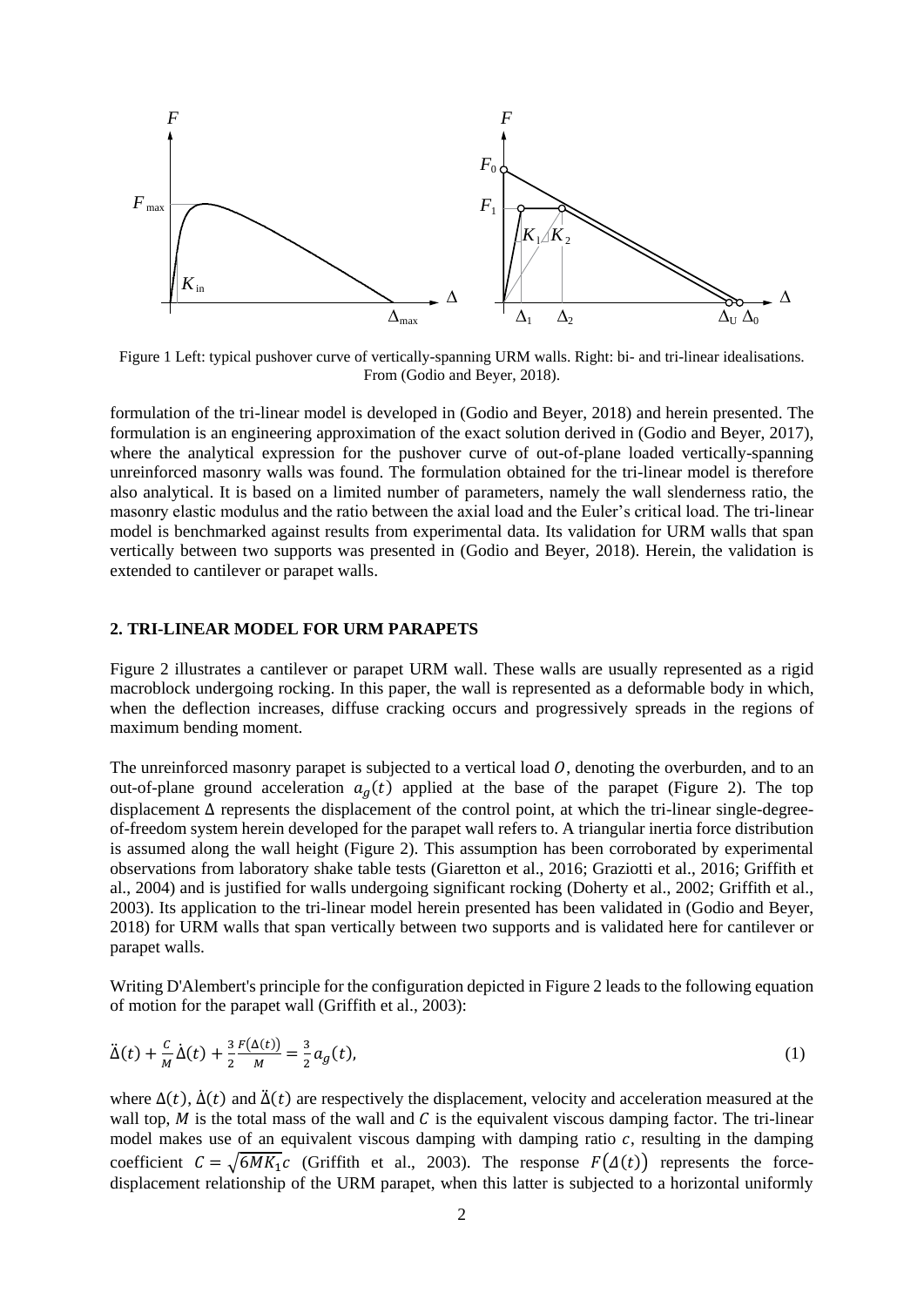Figure 1 Left: typical pushover curve of vertically-spanning URM walls. Right: bi- and tri-linear idealisations. From (Godio and Beyer, 2018).

formulation of the tri-linear model is developed in (Godio and Beyer, 2018) and herein presented. The formulation is an engineering approximation of the exact solution derived in (Godio and Beyer, 2017), where the analytical expression for the pushover curve of out-of-plane loaded vertically-spanning unreinforced masonry walls was found. The formulation obtained for the tri-linear model is therefore also analytical. It is based on a limited number of parameters, namely the wall slenderness ratio, the masonry elastic modulus and the ratio between the axial load and the Euler's critical load. The tri-linear model is benchmarked against results from experimental data. Its validation for URM walls that span vertically between two supports was presented in (Godio and Beyer, 2018). Herein, the validation is extended to cantilever or parapet walls.

## 2. TRI-LINEAR MODEL FOR URM PARAPETS

Figure 2 illustrates a cantilever or parapet URM wall. These walls are usually represented as a rigid macroblock undergoing rocking. In this paper, the wall is represented as a deformable body in which, when the deflection increases, diffuse cracking occurs and progressively spreads in the regions of maximum bending moment.

The unreinforced masonry parapet is subjected to a vertical load $O$, denoting the overburden, and to an out-of-plane ground acceleration $a_g(t)$ applied at the base of the parapet (Figure 2). The top displacement $\Delta$ represents the displacement of the control point, at which the tri-linear single-degree-of-freedom system herein developed for the parapet wall refers to. A triangular inertia force distribution is assumed along the wall height (Figure 2). This assumption has been corroborated by experimental observations from laboratory shake table tests (Giaretton et al., 2016; Graziotti et al., 2016; Griffith et al., 2004) and is justified for walls undergoing significant rocking (Doherty et al., 2002; Griffith et al., 2003). Its application to the tri-linear model herein presented has been validated in (Godio and Beyer, 2018) for URM walls that span vertically between two supports and is validated here for cantilever or parapet walls.

Writing D'Alembert's principle for the configuration depicted in Figure 2 leads to the following equation of motion for the parapet wall (Griffith et al., 2003):

$$\ddot{\Delta}(t) + \frac{C}{M}\dot{\Delta}(t) + \frac{3}{2}\frac{F(\Delta(t))}{M} = \frac{3}{2}a_g(t), \tag{1}$$

where $\Delta(t)$, $\dot{\Delta}(t)$ and $\ddot{\Delta}(t)$ are respectively the displacement, velocity and acceleration measured at the wall top, $M$ is the total mass of the wall and $C$ is the equivalent viscous damping factor. The tri-linear model makes use of an equivalent viscous damping with damping ratio $c$, resulting in the damping coefficient $C = \sqrt{6MK_1}c$ (Griffith et al., 2003). The response $F(\Delta(t))$ represents the force-displacement relationship of the URM parapet, when this latter is subjected to a horizontal uniformly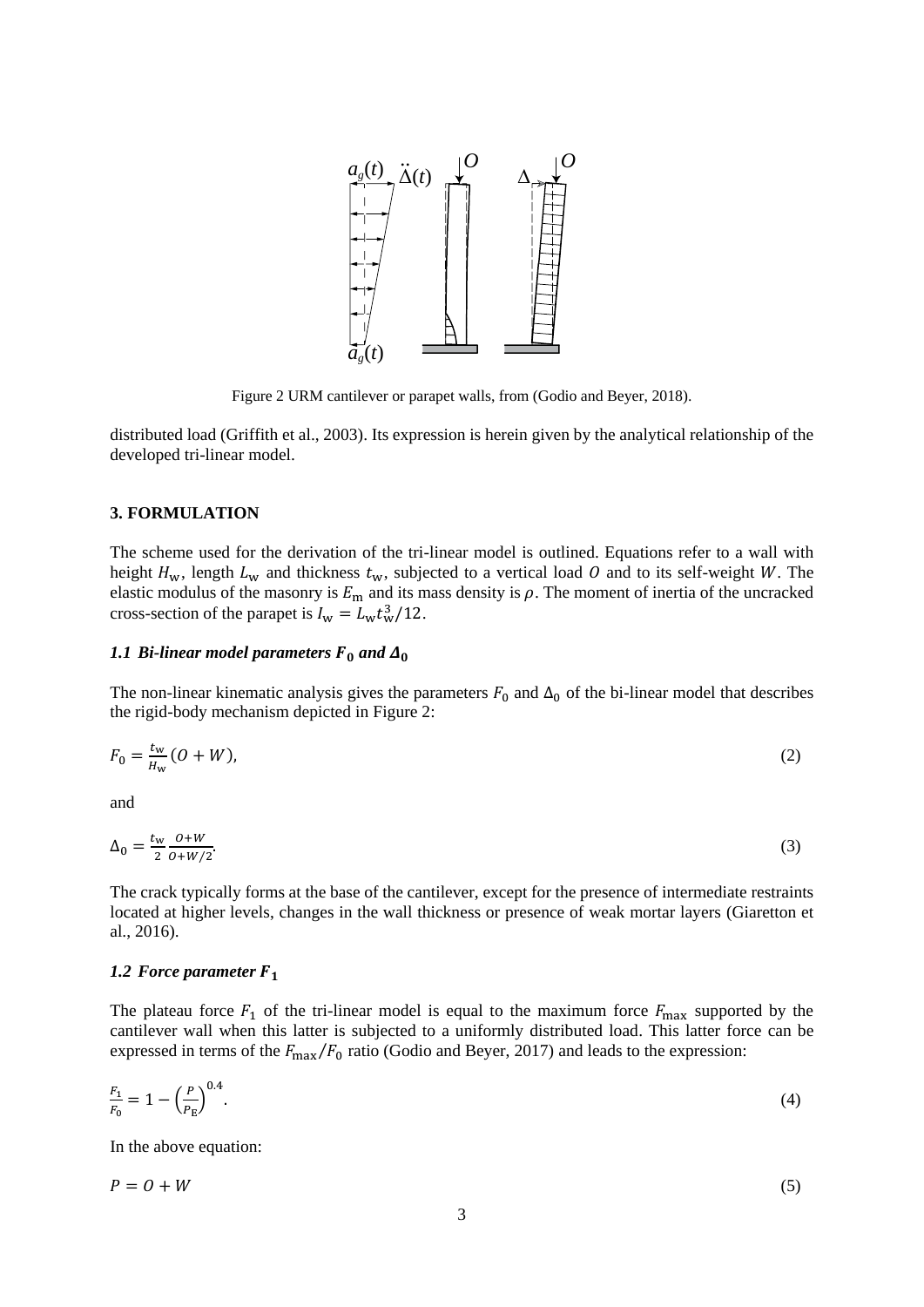Figure 2 URM cantilever or parapet walls, from (Godio and Beyer, 2018).

distributed load (Griffith et al., 2003). Its expression is herein given by the analytical relationship of the developed tri-linear model.

## 3. FORMULATION

The scheme used for the derivation of the tri-linear model is outlined. Equations refer to a wall with height $H_\mathrm{w}$, length $L_\mathrm{w}$ and thickness $t_\mathrm{w}$, subjected to a vertical load $O$ and to its self-weight $W$. The elastic modulus of the masonry is $E_\mathrm{m}$ and its mass density is $\rho$. The moment of inertia of the uncracked cross-section of the parapet is $I_\mathrm{w} = L_\mathrm{w} t_\mathrm{w}^3/12$.

### *1.1 Bi-linear model parameters $F_0$ and $\Delta_0$*

The non-linear kinematic analysis gives the parameters $F_0$ and $\Delta_0$ of the bi-linear model that describes the rigid-body mechanism depicted in Figure 2:

$$F_0 = \frac{t_\mathrm{w}}{H_\mathrm{w}}(O + W), \tag{2}$$

and

$$\Delta_0 = \frac{t_\mathrm{w}}{2}\frac{O+W}{O+W/2}. \tag{3}$$

The crack typically forms at the base of the cantilever, except for the presence of intermediate restraints located at higher levels, changes in the wall thickness or presence of weak mortar layers (Giaretton et al., 2016).

### *1.2 Force parameter $F_1$*

The plateau force $F_1$ of the tri-linear model is equal to the maximum force $F_\mathrm{max}$ supported by the cantilever wall when this latter is subjected to a uniformly distributed load. This latter force can be expressed in terms of the $F_\mathrm{max}/F_0$ ratio (Godio and Beyer, 2017) and leads to the expression:

$$\frac{F_1}{F_0} = 1 - \left(\frac{P}{P_\mathrm{E}}\right)^{0.4}. \tag{4}$$

In the above equation:

$$P = O + W \tag{5}$$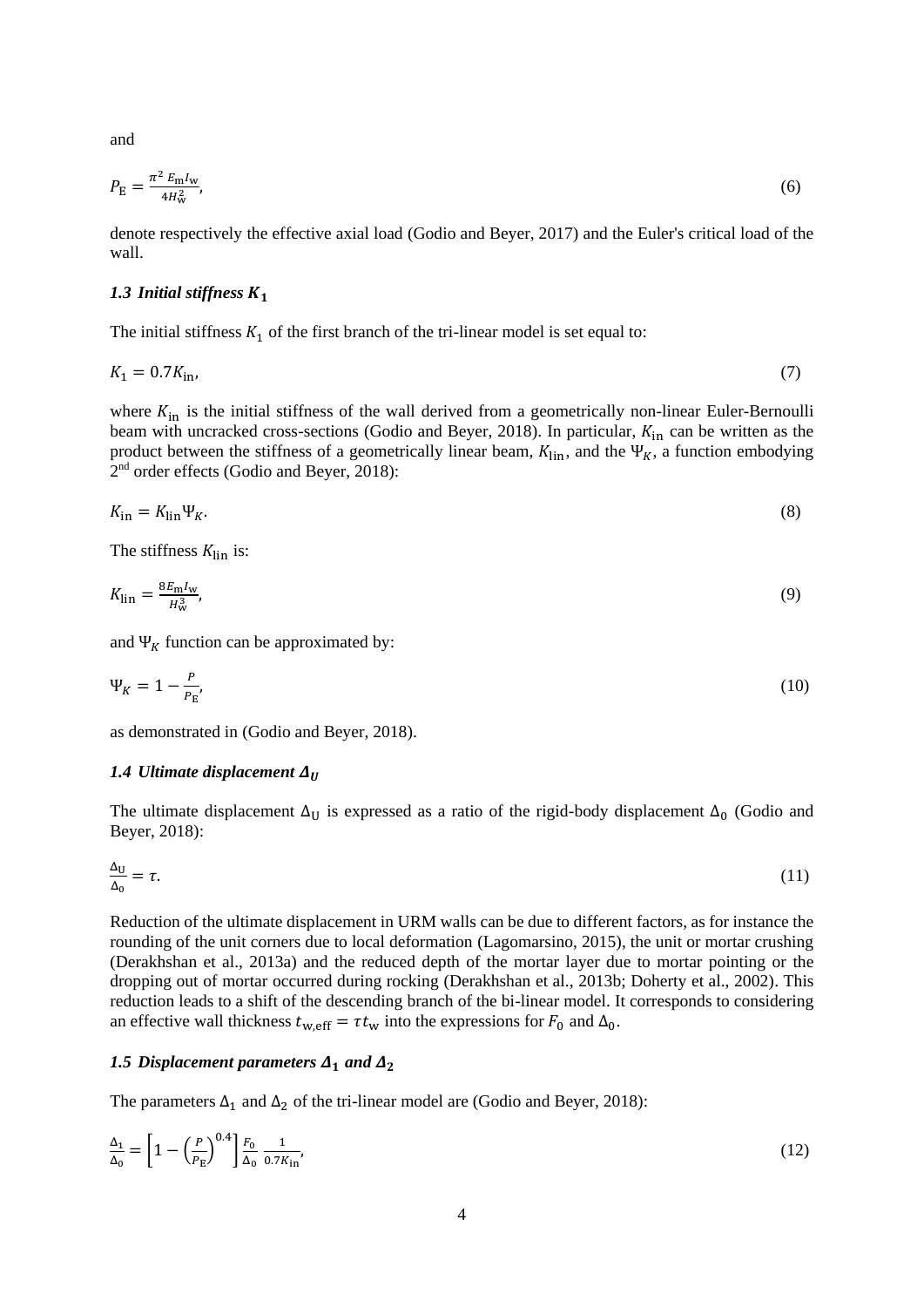and

$$P_{\mathrm{E}} = \frac{\pi^2 E_{\mathrm{m}} I_{\mathrm{w}}}{4 H_{\mathrm{w}}^2}, \tag{6}$$

denote respectively the effective axial load (Godio and Beyer, 2017) and the Euler's critical load of the wall.

### *1.3 Initial stiffness $K_1$*

The initial stiffness $K_1$ of the first branch of the tri-linear model is set equal to:

$$K_1 = 0.7 K_{\mathrm{in}}, \tag{7}$$

where $K_{\mathrm{in}}$ is the initial stiffness of the wall derived from a geometrically non-linear Euler-Bernoulli beam with uncracked cross-sections (Godio and Beyer, 2018). In particular, $K_{\mathrm{in}}$ can be written as the product between the stiffness of a geometrically linear beam, $K_{\mathrm{lin}}$, and the $\Psi_K$, a function embodying 2nd order effects (Godio and Beyer, 2018):

$$K_{\mathrm{in}} = K_{\mathrm{lin}} \Psi_K. \tag{8}$$

The stiffness $K_{\mathrm{lin}}$ is:

$$K_{\mathrm{lin}} = \frac{8 E_{\mathrm{m}} I_{\mathrm{w}}}{H_{\mathrm{w}}^3}, \tag{9}$$

and $\Psi_K$ function can be approximated by:

$$\Psi_K = 1 - \frac{P}{P_{\mathrm{E}}}, \tag{10}$$

as demonstrated in (Godio and Beyer, 2018).

### *1.4 Ultimate displacement $\Delta_U$*

The ultimate displacement $\Delta_{\mathrm{U}}$ is expressed as a ratio of the rigid-body displacement $\Delta_0$ (Godio and Beyer, 2018):

$$\frac{\Delta_{\mathrm{U}}}{\Delta_0} = \tau. \tag{11}$$

Reduction of the ultimate displacement in URM walls can be due to different factors, as for instance the rounding of the unit corners due to local deformation (Lagomarsino, 2015), the unit or mortar crushing (Derakhshan et al., 2013a) and the reduced depth of the mortar layer due to mortar pointing or the dropping out of mortar occurred during rocking (Derakhshan et al., 2013b; Doherty et al., 2002). This reduction leads to a shift of the descending branch of the bi-linear model. It corresponds to considering an effective wall thickness $t_{\mathrm{w,eff}} = \tau t_{\mathrm{w}}$ into the expressions for $F_0$ and $\Delta_0$.

### *1.5 Displacement parameters $\Delta_1$ and $\Delta_2$*

The parameters $\Delta_1$ and $\Delta_2$ of the tri-linear model are (Godio and Beyer, 2018):

$$\frac{\Delta_1}{\Delta_0} = \left[1 - \left(\frac{P}{P_{\mathrm{E}}}\right)^{0.4}\right] \frac{F_0}{\Delta_0} \frac{1}{0.7 K_{\mathrm{in}}}, \tag{12}$$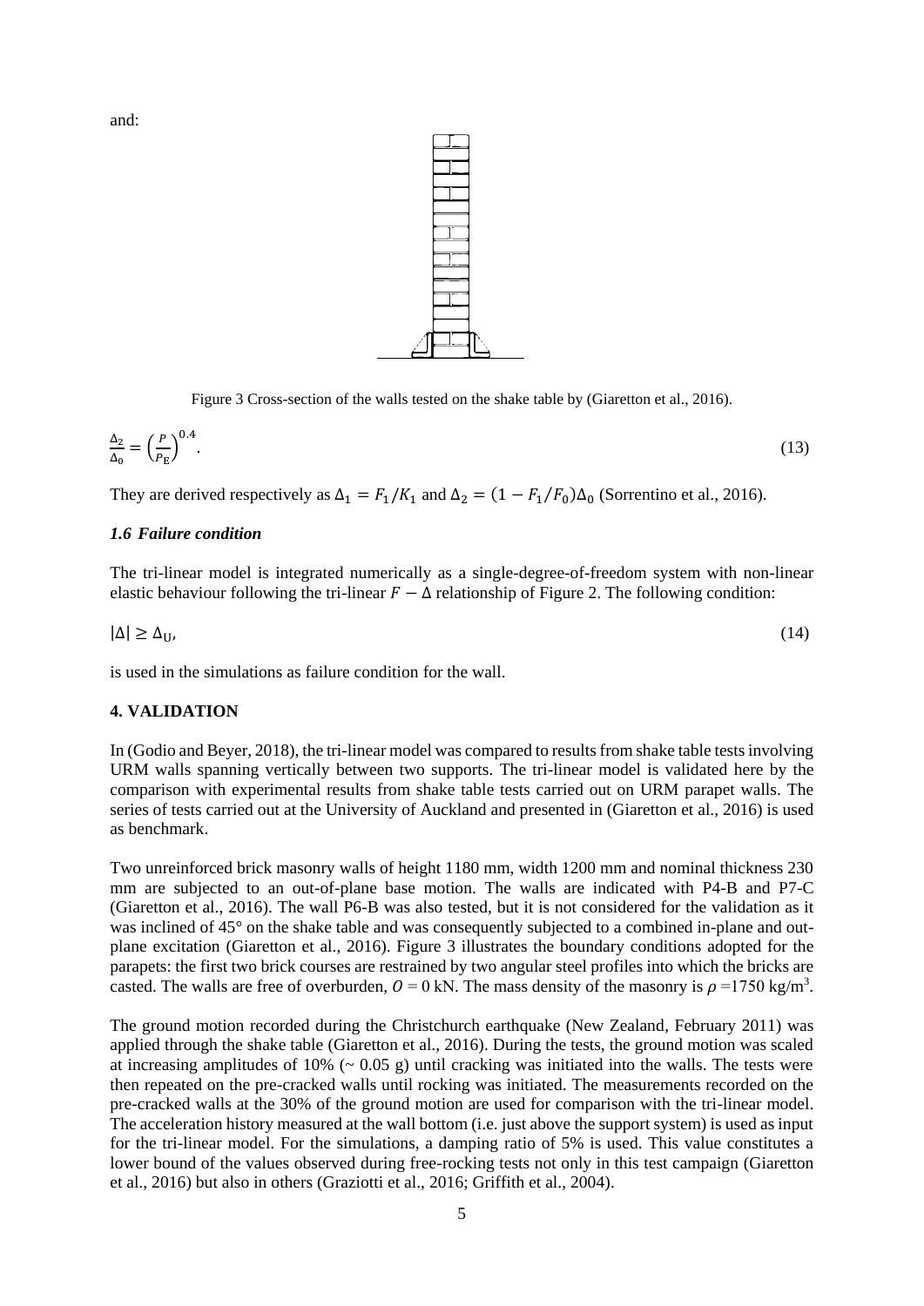and:

Figure 3 Cross-section of the walls tested on the shake table by (Giaretton et al., 2016).

$$\frac{\Delta_2}{\Delta_0} = \left(\frac{P}{P_{\mathrm{E}}}\right)^{0.4}. \tag{13}$$

They are derived respectively as $\Delta_1 = F_1/K_1$ and $\Delta_2 = (1 - F_1/F_0)\Delta_0$ (Sorrentino et al., 2016).

### *1.6 Failure condition*

The tri-linear model is integrated numerically as a single-degree-of-freedom system with non-linear elastic behaviour following the tri-linear $F - \Delta$ relationship of Figure 2. The following condition:

$$|\Delta| \geq \Delta_{\mathrm{U}}, \tag{14}$$

is used in the simulations as failure condition for the wall.

## 4. VALIDATION

In (Godio and Beyer, 2018), the tri-linear model was compared to results from shake table tests involving URM walls spanning vertically between two supports. The tri-linear model is validated here by the comparison with experimental results from shake table tests carried out on URM parapet walls. The series of tests carried out at the University of Auckland and presented in (Giaretton et al., 2016) is used as benchmark.

Two unreinforced brick masonry walls of height 1180 mm, width 1200 mm and nominal thickness 230 mm are subjected to an out-of-plane base motion. The walls are indicated with P4-B and P7-C (Giaretton et al., 2016). The wall P6-B was also tested, but it is not considered for the validation as it was inclined of 45° on the shake table and was consequently subjected to a combined in-plane and out-plane excitation (Giaretton et al., 2016). Figure 3 illustrates the boundary conditions adopted for the parapets: the first two brick courses are restrained by two angular steel profiles into which the bricks are casted. The walls are free of overburden, $O$ = 0 kN. The mass density of the masonry is $\rho$ =1750 kg/m$^3$.

The ground motion recorded during the Christchurch earthquake (New Zealand, February 2011) was applied through the shake table (Giaretton et al., 2016). During the tests, the ground motion was scaled at increasing amplitudes of 10% (~ 0.05 g) until cracking was initiated into the walls. The tests were then repeated on the pre-cracked walls until rocking was initiated. The measurements recorded on the pre-cracked walls at the 30% of the ground motion are used for comparison with the tri-linear model. The acceleration history measured at the wall bottom (i.e. just above the support system) is used as input for the tri-linear model. For the simulations, a damping ratio of 5% is used. This value constitutes a lower bound of the values observed during free-rocking tests not only in this test campaign (Giaretton et al., 2016) but also in others (Graziotti et al., 2016; Griffith et al., 2004).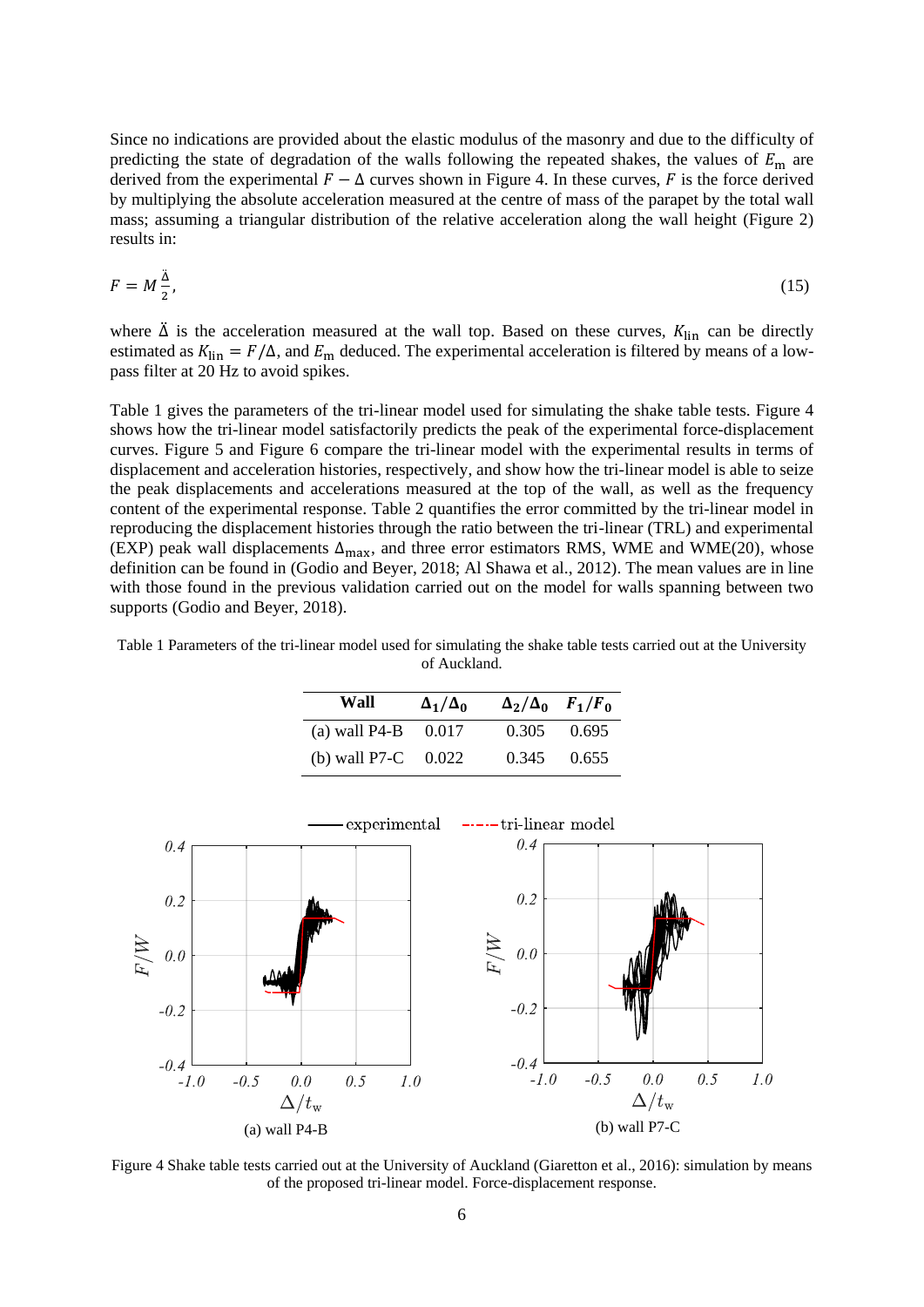Since no indications are provided about the elastic modulus of the masonry and due to the difficulty of predicting the state of degradation of the walls following the repeated shakes, the values of $E_{\mathrm{m}}$ are derived from the experimental $F - \Delta$ curves shown in Figure 4. In these curves, $F$ is the force derived by multiplying the absolute acceleration measured at the centre of mass of the parapet by the total wall mass; assuming a triangular distribution of the relative acceleration along the wall height (Figure 2) results in:

$$F = M\frac{\ddot{\Delta}}{2}, \tag{15}$$

where $\ddot{\Delta}$ is the acceleration measured at the wall top. Based on these curves, $K_{\mathrm{lin}}$ can be directly estimated as $K_{\mathrm{lin}} = F/\Delta$, and $E_{\mathrm{m}}$ deduced. The experimental acceleration is filtered by means of a low-pass filter at 20 Hz to avoid spikes.

Table 1 gives the parameters of the tri-linear model used for simulating the shake table tests. Figure 4 shows how the tri-linear model satisfactorily predicts the peak of the experimental force-displacement curves. Figure 5 and Figure 6 compare the tri-linear model with the experimental results in terms of displacement and acceleration histories, respectively, and show how the tri-linear model is able to seize the peak displacements and accelerations measured at the top of the wall, as well as the frequency content of the experimental response. Table 2 quantifies the error committed by the tri-linear model in reproducing the displacement histories through the ratio between the tri-linear (TRL) and experimental (EXP) peak wall displacements $\Delta_{\max}$, and three error estimators RMS, WME and WME(20), whose definition can be found in (Godio and Beyer, 2018; Al Shawa et al., 2012). The mean values are in line with those found in the previous validation carried out on the model for walls spanning between two supports (Godio and Beyer, 2018).

Table 1 Parameters of the tri-linear model used for simulating the shake table tests carried out at the University of Auckland.

| Wall | $\Delta_1/\Delta_0$ | $\Delta_2/\Delta_0$ | $F_1/F_0$ |
|---|---|---|---|
| (a) wall P4-B | 0.017 | 0.305 | 0.695 |
| (b) wall P7-C | 0.022 | 0.345 | 0.655 |

(a) wall P4-B (b) wall P7-C

Figure 4 Shake table tests carried out at the University of Auckland (Giaretton et al., 2016): simulation by means of the proposed tri-linear model. Force-displacement response.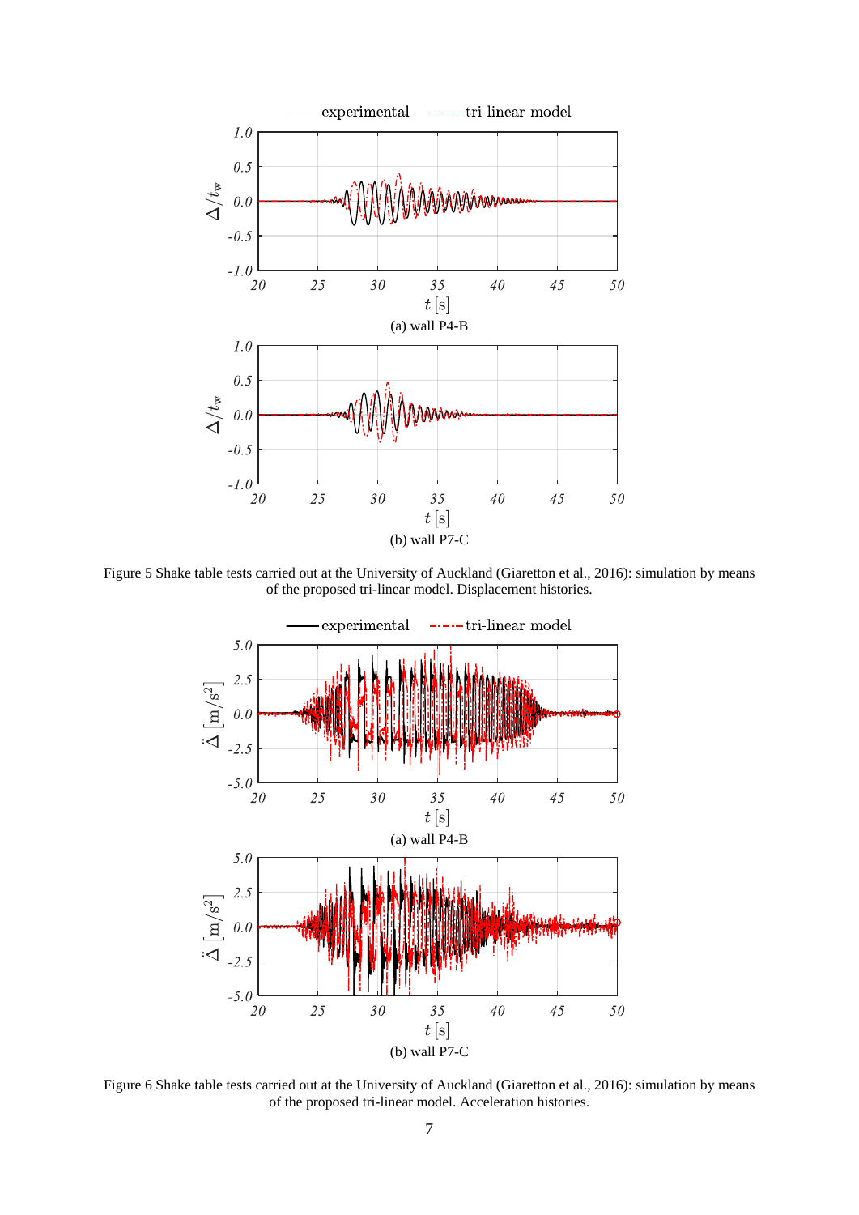Figure 5 Shake table tests carried out at the University of Auckland (Giaretton et al., 2016): simulation by means of the proposed tri-linear model. Displacement histories.

Figure 6 Shake table tests carried out at the University of Auckland (Giaretton et al., 2016): simulation by means of the proposed tri-linear model. Acceleration histories.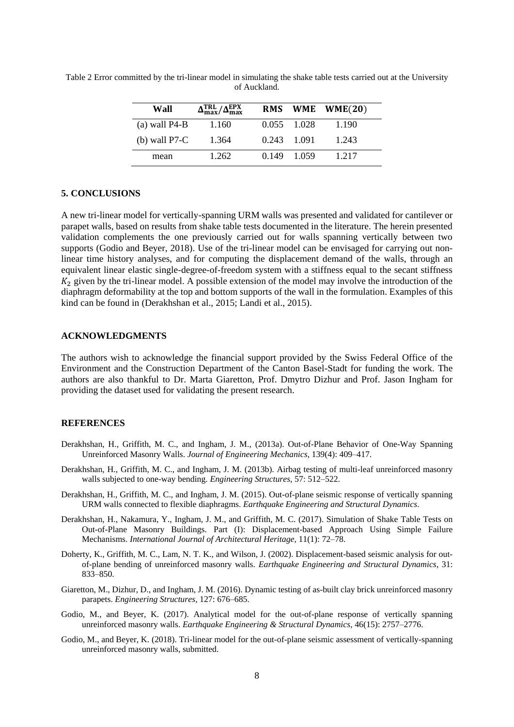Table 2 Error committed by the tri-linear model in simulating the shake table tests carried out at the University of Auckland.

| Wall | $\Delta_{\max}^{\text{TRL}}/\Delta_{\max}^{\text{EPX}}$ | RMS | WME | WME(20) |
|---|---|---|---|---|
| (a) wall P4-B | 1.160 | 0.055 | 1.028 | 1.190 |
| (b) wall P7-C | 1.364 | 0.243 | 1.091 | 1.243 |
| mean | 1.262 | 0.149 | 1.059 | 1.217 |

## 5. CONCLUSIONS

A new tri-linear model for vertically-spanning URM walls was presented and validated for cantilever or parapet walls, based on results from shake table tests documented in the literature. The herein presented validation complements the one previously carried out for walls spanning vertically between two supports (Godio and Beyer, 2018). Use of the tri-linear model can be envisaged for carrying out non-linear time history analyses, and for computing the displacement demand of the walls, through an equivalent linear elastic single-degree-of-freedom system with a stiffness equal to the secant stiffness $K_2$ given by the tri-linear model. A possible extension of the model may involve the introduction of the diaphragm deformability at the top and bottom supports of the wall in the formulation. Examples of this kind can be found in (Derakhshan et al., 2015; Landi et al., 2015).

## ACKNOWLEDGMENTS

The authors wish to acknowledge the financial support provided by the Swiss Federal Office of the Environment and the Construction Department of the Canton Basel-Stadt for funding the work. The authors are also thankful to Dr. Marta Giaretton, Prof. Dmytro Dizhur and Prof. Jason Ingham for providing the dataset used for validating the present research.

## REFERENCES

Derakhshan, H., Griffith, M. C., and Ingham, J. M., (2013a). Out-of-Plane Behavior of One-Way Spanning Unreinforced Masonry Walls. *Journal of Engineering Mechanics*, 139(4): 409–417.

Derakhshan, H., Griffith, M. C., and Ingham, J. M. (2013b). Airbag testing of multi-leaf unreinforced masonry walls subjected to one-way bending. *Engineering Structures*, 57: 512–522.

Derakhshan, H., Griffith, M. C., and Ingham, J. M. (2015). Out-of-plane seismic response of vertically spanning URM walls connected to flexible diaphragms. *Earthquake Engineering and Structural Dynamics*.

Derakhshan, H., Nakamura, Y., Ingham, J. M., and Griffith, M. C. (2017). Simulation of Shake Table Tests on Out-of-Plane Masonry Buildings. Part (I): Displacement-based Approach Using Simple Failure Mechanisms. *International Journal of Architectural Heritage*, 11(1): 72–78.

Doherty, K., Griffith, M. C., Lam, N. T. K., and Wilson, J. (2002). Displacement-based seismic analysis for out-of-plane bending of unreinforced masonry walls. *Earthquake Engineering and Structural Dynamics*, 31: 833–850.

Giaretton, M., Dizhur, D., and Ingham, J. M. (2016). Dynamic testing of as-built clay brick unreinforced masonry parapets. *Engineering Structures*, 127: 676–685.

Godio, M., and Beyer, K. (2017). Analytical model for the out-of-plane response of vertically spanning unreinforced masonry walls. *Earthquake Engineering & Structural Dynamics*, 46(15): 2757–2776.

Godio, M., and Beyer, K. (2018). Tri-linear model for the out-of-plane seismic assessment of vertically-spanning unreinforced masonry walls, submitted.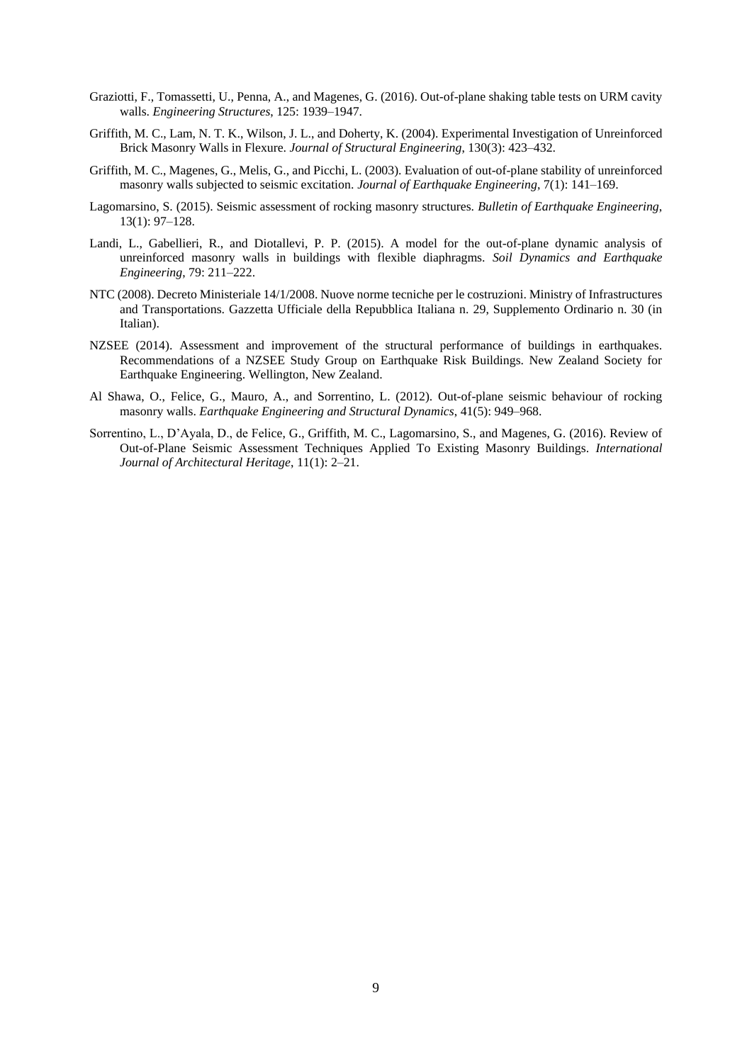Graziotti, F., Tomassetti, U., Penna, A., and Magenes, G. (2016). Out-of-plane shaking table tests on URM cavity walls. *Engineering Structures*, 125: 1939–1947.

Griffith, M. C., Lam, N. T. K., Wilson, J. L., and Doherty, K. (2004). Experimental Investigation of Unreinforced Brick Masonry Walls in Flexure. *Journal of Structural Engineering*, 130(3): 423–432.

Griffith, M. C., Magenes, G., Melis, G., and Picchi, L. (2003). Evaluation of out-of-plane stability of unreinforced masonry walls subjected to seismic excitation. *Journal of Earthquake Engineering*, 7(1): 141–169.

Lagomarsino, S. (2015). Seismic assessment of rocking masonry structures. *Bulletin of Earthquake Engineering*, 13(1): 97–128.

Landi, L., Gabellieri, R., and Diotallevi, P. P. (2015). A model for the out-of-plane dynamic analysis of unreinforced masonry walls in buildings with flexible diaphragms. *Soil Dynamics and Earthquake Engineering*, 79: 211–222.

NTC (2008). Decreto Ministeriale 14/1/2008. Nuove norme tecniche per le costruzioni. Ministry of Infrastructures and Transportations. Gazzetta Ufficiale della Repubblica Italiana n. 29, Supplemento Ordinario n. 30 (in Italian).

NZSEE (2014). Assessment and improvement of the structural performance of buildings in earthquakes. Recommendations of a NZSEE Study Group on Earthquake Risk Buildings. New Zealand Society for Earthquake Engineering. Wellington, New Zealand.

Al Shawa, O., Felice, G., Mauro, A., and Sorrentino, L. (2012). Out-of-plane seismic behaviour of rocking masonry walls. *Earthquake Engineering and Structural Dynamics*, 41(5): 949–968.

Sorrentino, L., D'Ayala, D., de Felice, G., Griffith, M. C., Lagomarsino, S., and Magenes, G. (2016). Review of Out-of-Plane Seismic Assessment Techniques Applied To Existing Masonry Buildings. *International Journal of Architectural Heritage*, 11(1): 2–21.